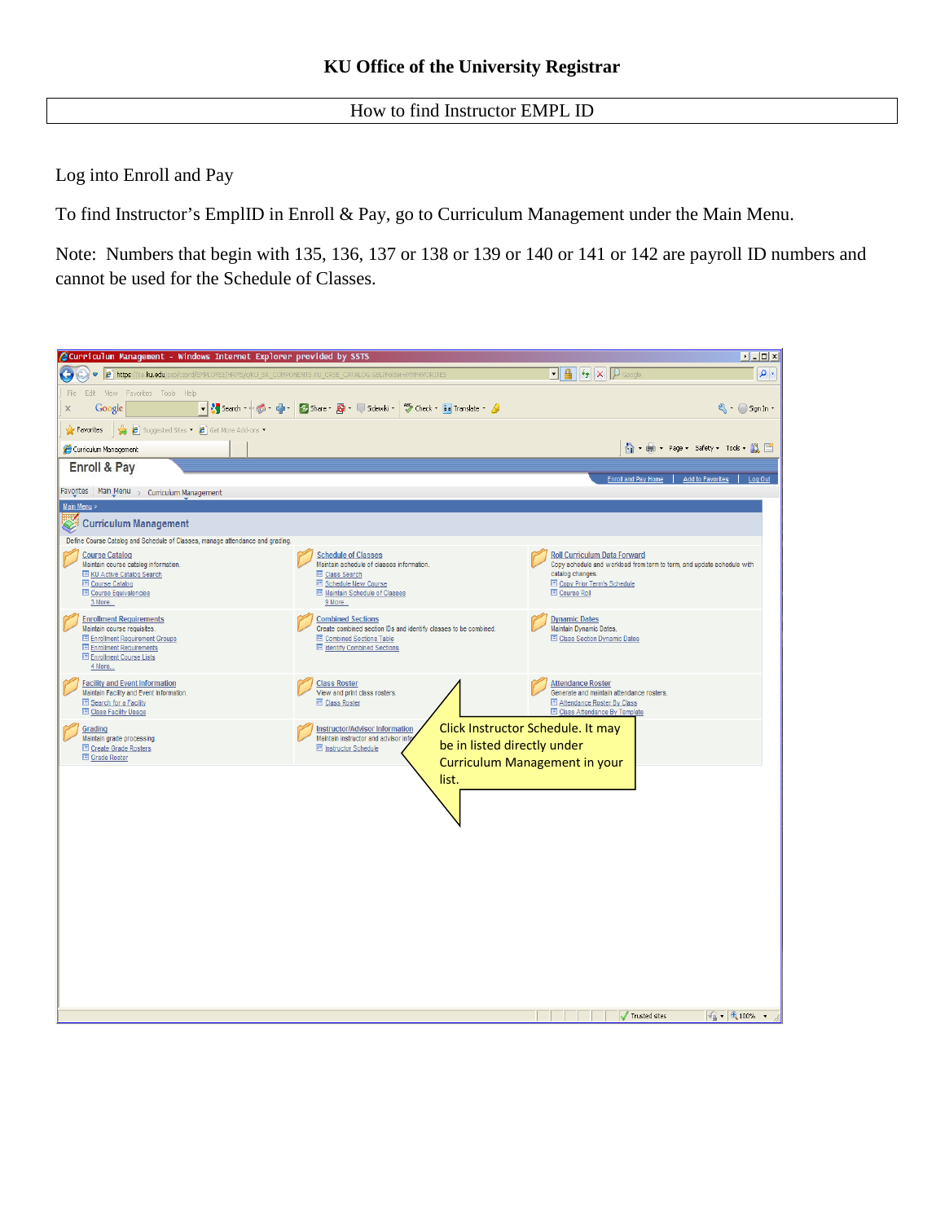# KU Office of the University Registrar

## How to find Instructor EMPL ID

Log into Enroll and Pay

To find Instructor's EmplID in Enroll & Pay, go to Curriculum Management under the Main Menu.

Note: Numbers that begin with 135, 136, 137 or 138 or 139 or 140 or 141 or 142 are payroll ID numbers and cannot be used for the Schedule of Classes.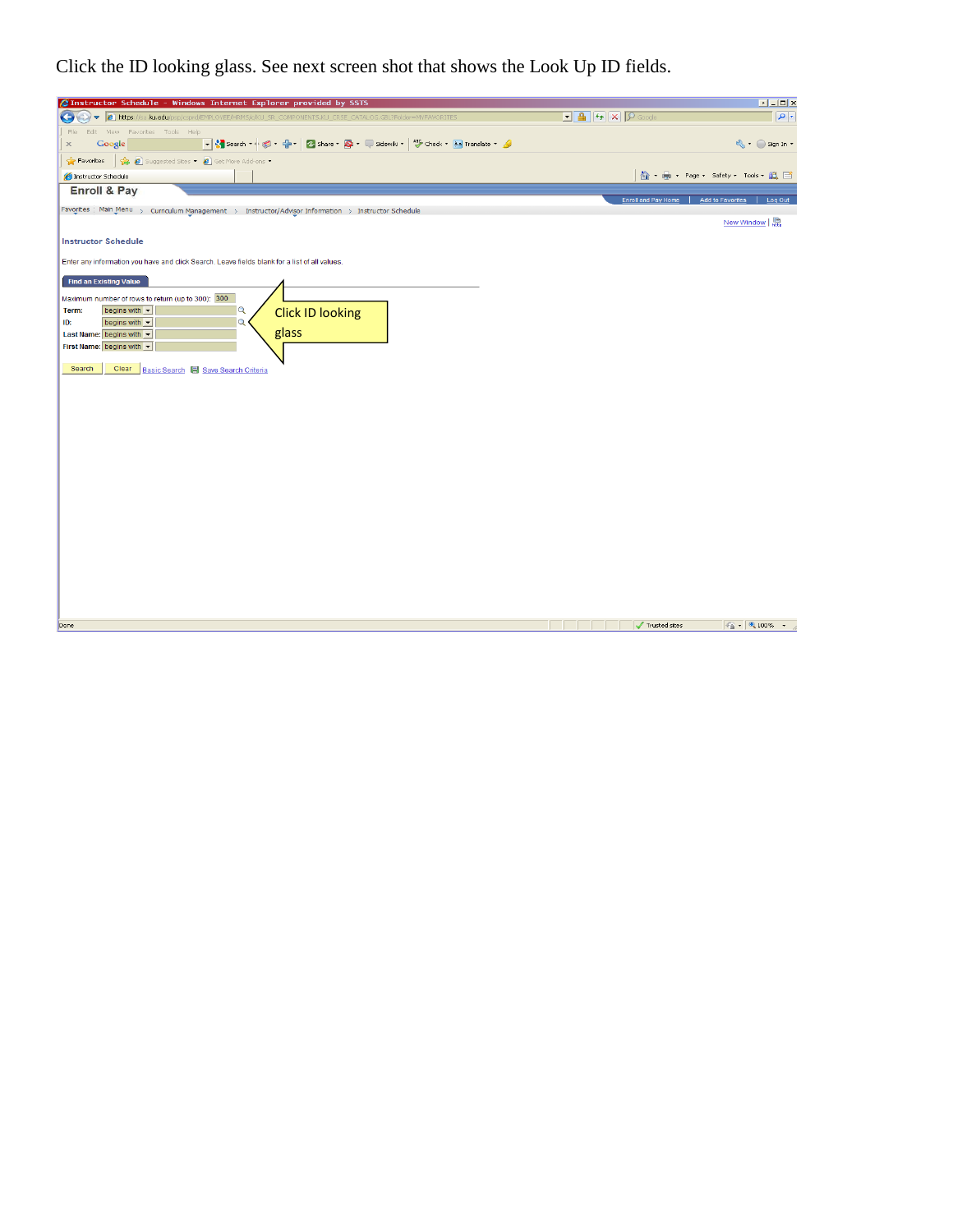Click the ID looking glass. See next screen shot that shows the Look Up ID fields.

Instructor Schedule - Windows Internet Explorer provided by SSTS

Enroll & Pay

Enroll and Pay Home | Add to Favorites | Log Out

Favorites | Main Menu > Curriculum Management > Instructor/Advisor Information > Instructor Schedule

New Window

**Instructor Schedule**

Enter any information you have and click Search. Leave fields blank for a list of all values.

**Find an Existing Value**

Maximum number of rows to return (up to 300): 300

Term: begins with

ID: begins with

Last Name: begins with

First Name: begins with

Search | Clear | Basic Search | Save Search Criteria

Click ID looking glass

Done | Trusted sites | 100%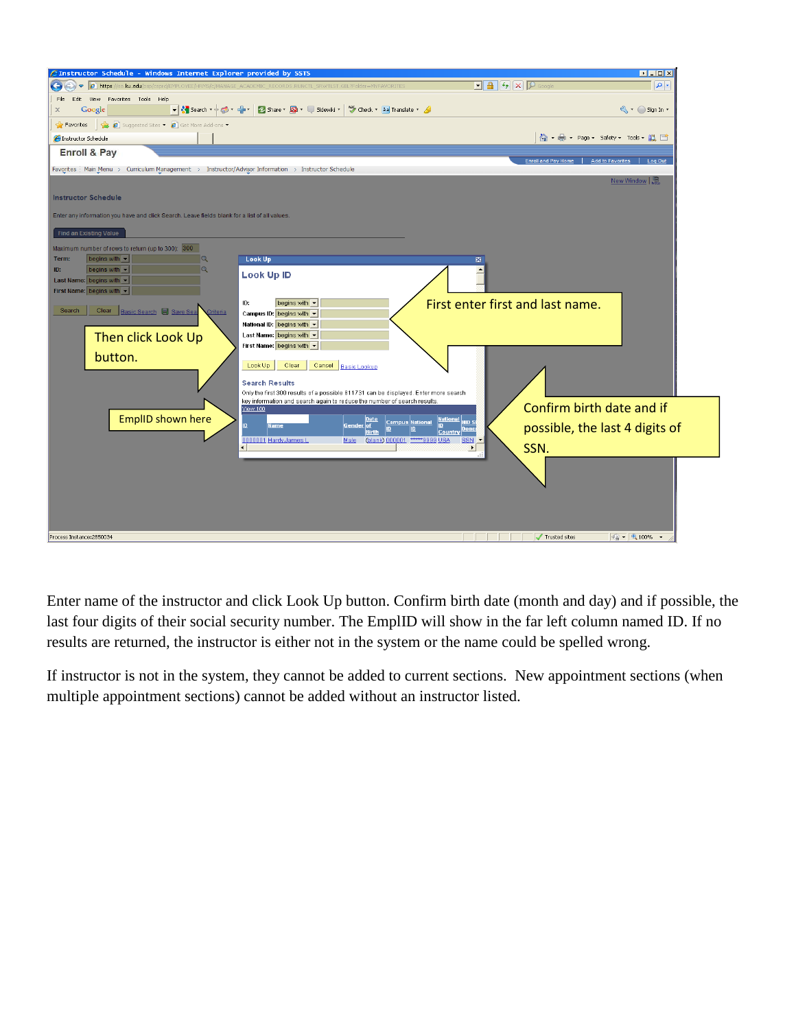Enter name of the instructor and click Look Up button. Confirm birth date (month and day) and if possible, the last four digits of their social security number. The EmplID will show in the far left column named ID. If no results are returned, the instructor is either not in the system or the name could be spelled wrong.

If instructor is not in the system, they cannot be added to current sections. New appointment sections (when multiple appointment sections) cannot be added without an instructor listed.